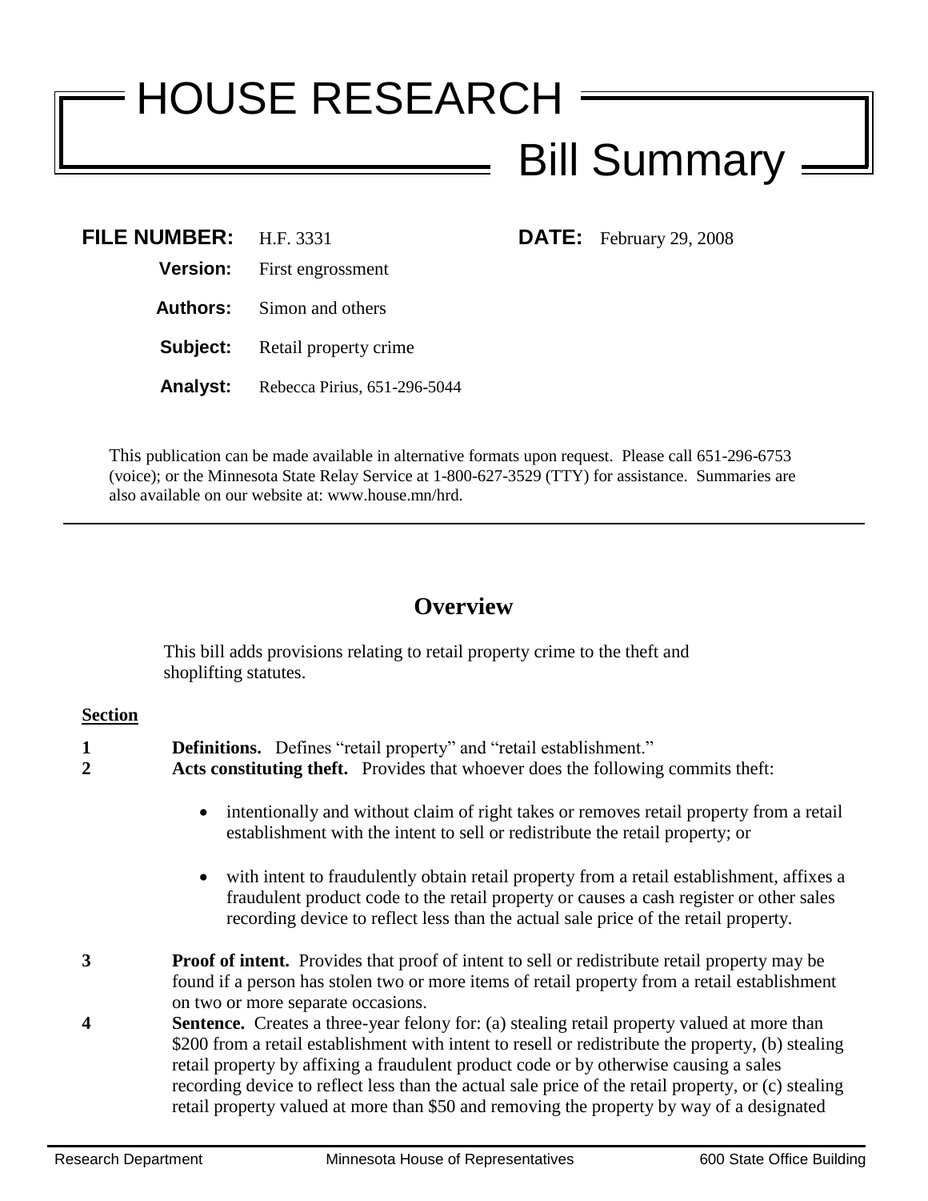# HOUSE RESEARCH

## Bill Summary

**FILE NUMBER:** H.F. 3331  **DATE:** February 29, 2008

**Version:** First engrossment

**Authors:** Simon and others

**Subject:** Retail property crime

**Analyst:** Rebecca Pirius, 651-296-5044

This publication can be made available in alternative formats upon request. Please call 651-296-6753 (voice); or the Minnesota State Relay Service at 1-800-627-3529 (TTY) for assistance. Summaries are also available on our website at: www.house.mn/hrd.

---

## Overview

This bill adds provisions relating to retail property crime to the theft and shoplifting statutes.

**Section**

**1** **Definitions.** Defines "retail property" and "retail establishment."

**2** **Acts constituting theft.** Provides that whoever does the following commits theft:

- intentionally and without claim of right takes or removes retail property from a retail establishment with the intent to sell or redistribute the retail property; or
- with intent to fraudulently obtain retail property from a retail establishment, affixes a fraudulent product code to the retail property or causes a cash register or other sales recording device to reflect less than the actual sale price of the retail property.

**3** **Proof of intent.** Provides that proof of intent to sell or redistribute retail property may be found if a person has stolen two or more items of retail property from a retail establishment on two or more separate occasions.

**4** **Sentence.** Creates a three-year felony for: (a) stealing retail property valued at more than $200 from a retail establishment with intent to resell or redistribute the property, (b) stealing retail property by affixing a fraudulent product code or by otherwise causing a sales recording device to reflect less than the actual sale price of the retail property, or (c) stealing retail property valued at more than $50 and removing the property by way of a designated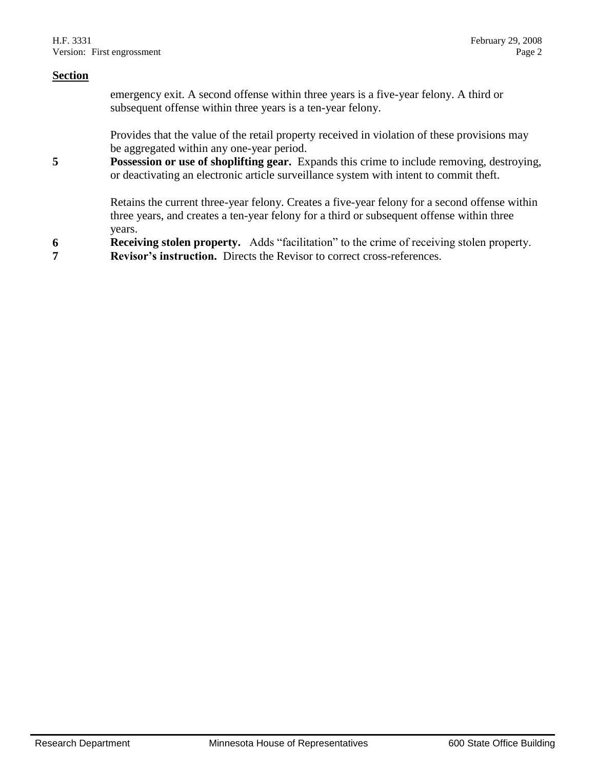**Section**

emergency exit. A second offense within three years is a five-year felony. A third or subsequent offense within three years is a ten-year felony.

Provides that the value of the retail property received in violation of these provisions may be aggregated within any one-year period.

**5** **Possession or use of shoplifting gear.** Expands this crime to include removing, destroying, or deactivating an electronic article surveillance system with intent to commit theft.

Retains the current three-year felony. Creates a five-year felony for a second offense within three years, and creates a ten-year felony for a third or subsequent offense within three years.

**6** **Receiving stolen property.** Adds "facilitation" to the crime of receiving stolen property.

**7** **Revisor's instruction.** Directs the Revisor to correct cross-references.